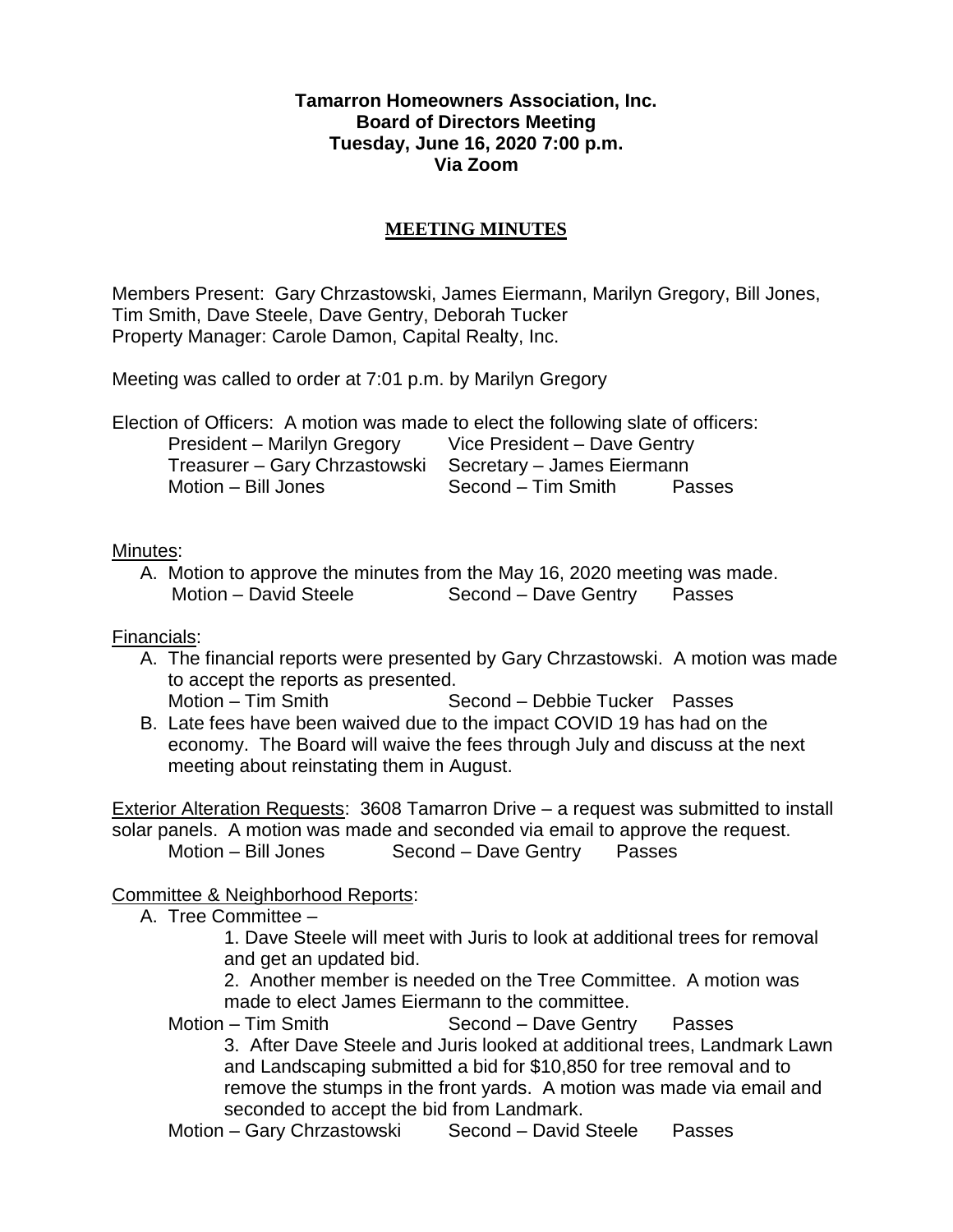**Tamarron Homeowners Association, Inc.**
**Board of Directors Meeting**
**Tuesday, June 16, 2020 7:00 p.m.**
**Via Zoom**

# MEETING MINUTES

Members Present: Gary Chrzastowski, James Eiermann, Marilyn Gregory, Bill Jones, Tim Smith, Dave Steele, Dave Gentry, Deborah Tucker
Property Manager: Carole Damon, Capital Realty, Inc.

Meeting was called to order at 7:01 p.m. by Marilyn Gregory

Election of Officers: A motion was made to elect the following slate of officers:

President – Marilyn Gregory    Vice President – Dave Gentry
Treasurer – Gary Chrzastowski    Secretary – James Eiermann
Motion – Bill Jones    Second – Tim Smith    Passes

Minutes:

A. Motion to approve the minutes from the May 16, 2020 meeting was made.
   Motion – David Steele    Second – Dave Gentry    Passes

Financials:

A. The financial reports were presented by Gary Chrzastowski. A motion was made to accept the reports as presented.
   Motion – Tim Smith    Second – Debbie Tucker    Passes
B. Late fees have been waived due to the impact COVID 19 has had on the economy. The Board will waive the fees through July and discuss at the next meeting about reinstating them in August.

Exterior Alteration Requests: 3608 Tamarron Drive – a request was submitted to install solar panels. A motion was made and seconded via email to approve the request.
Motion – Bill Jones    Second – Dave Gentry    Passes

Committee & Neighborhood Reports:

A. Tree Committee –
   1. Dave Steele will meet with Juris to look at additional trees for removal and get an updated bid.
   2. Another member is needed on the Tree Committee. A motion was made to elect James Eiermann to the committee.
   Motion – Tim Smith    Second – Dave Gentry    Passes
   3. After Dave Steele and Juris looked at additional trees, Landmark Lawn and Landscaping submitted a bid for $10,850 for tree removal and to remove the stumps in the front yards. A motion was made via email and seconded to accept the bid from Landmark.
   Motion – Gary Chrzastowski    Second – David Steele    Passes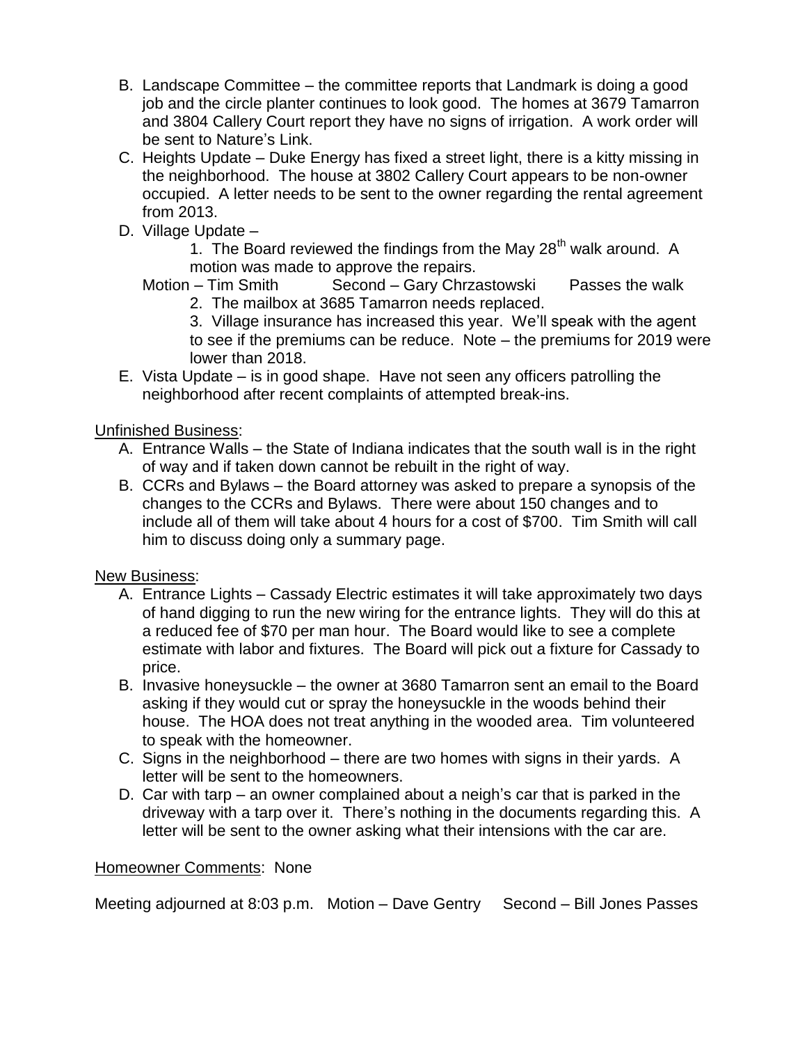B. Landscape Committee – the committee reports that Landmark is doing a good job and the circle planter continues to look good. The homes at 3679 Tamarron and 3804 Callery Court report they have no signs of irrigation. A work order will be sent to Nature's Link.

C. Heights Update – Duke Energy has fixed a street light, there is a kitty missing in the neighborhood. The house at 3802 Callery Court appears to be non-owner occupied. A letter needs to be sent to the owner regarding the rental agreement from 2013.

D. Village Update –

   1. The Board reviewed the findings from the May 28th walk around. A motion was made to approve the repairs.

   Motion – Tim Smith     Second – Gary Chrzastowski     Passes the walk

   2. The mailbox at 3685 Tamarron needs replaced.

   3. Village insurance has increased this year. We'll speak with the agent to see if the premiums can be reduce. Note – the premiums for 2019 were lower than 2018.

E. Vista Update – is in good shape. Have not seen any officers patrolling the neighborhood after recent complaints of attempted break-ins.

Unfinished Business:

A. Entrance Walls – the State of Indiana indicates that the south wall is in the right of way and if taken down cannot be rebuilt in the right of way.

B. CCRs and Bylaws – the Board attorney was asked to prepare a synopsis of the changes to the CCRs and Bylaws. There were about 150 changes and to include all of them will take about 4 hours for a cost of $700. Tim Smith will call him to discuss doing only a summary page.

New Business:

A. Entrance Lights – Cassady Electric estimates it will take approximately two days of hand digging to run the new wiring for the entrance lights. They will do this at a reduced fee of $70 per man hour. The Board would like to see a complete estimate with labor and fixtures. The Board will pick out a fixture for Cassady to price.

B. Invasive honeysuckle – the owner at 3680 Tamarron sent an email to the Board asking if they would cut or spray the honeysuckle in the woods behind their house. The HOA does not treat anything in the wooded area. Tim volunteered to speak with the homeowner.

C. Signs in the neighborhood – there are two homes with signs in their yards. A letter will be sent to the homeowners.

D. Car with tarp – an owner complained about a neigh's car that is parked in the driveway with a tarp over it. There's nothing in the documents regarding this. A letter will be sent to the owner asking what their intensions with the car are.

Homeowner Comments: None

Meeting adjourned at 8:03 p.m. Motion – Dave Gentry     Second – Bill Jones Passes